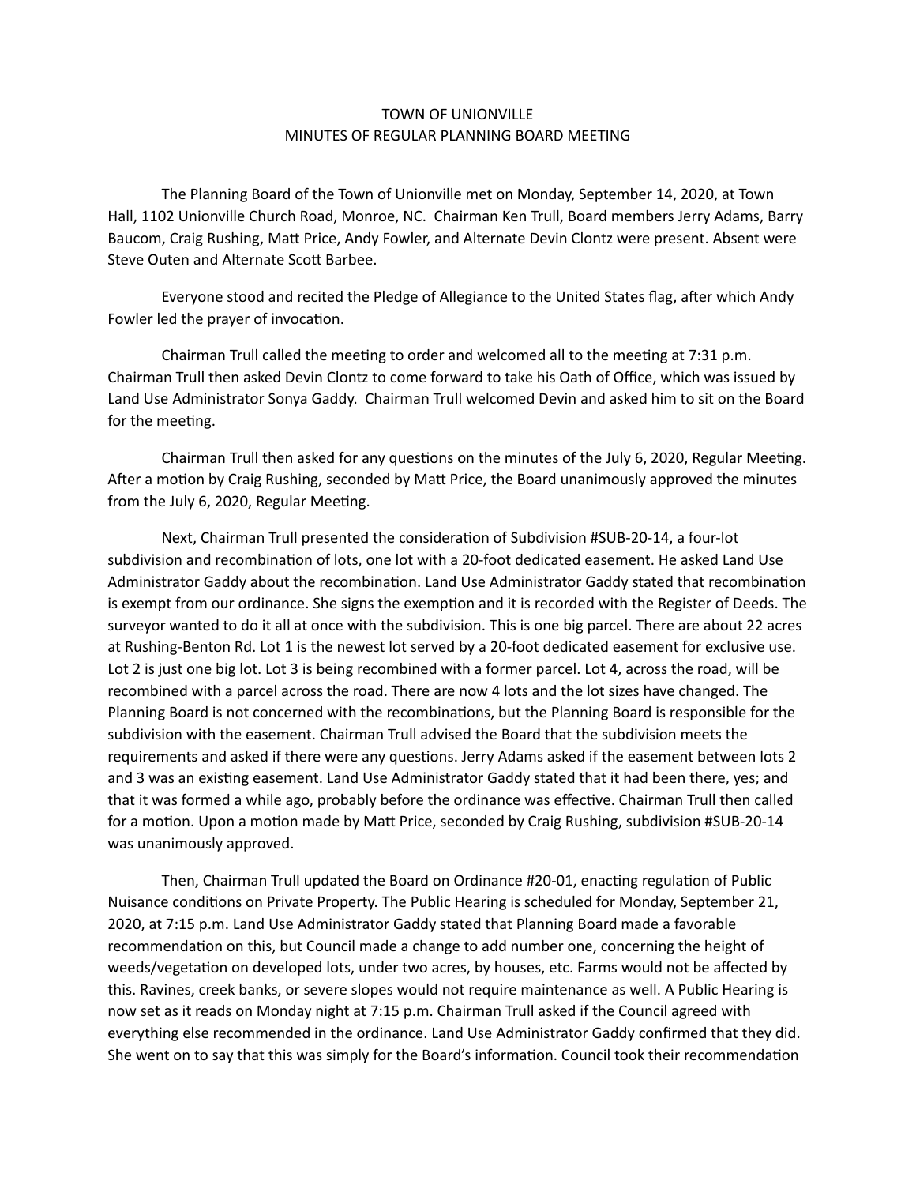# TOWN OF UNIONVILLE
## MINUTES OF REGULAR PLANNING BOARD MEETING

The Planning Board of the Town of Unionville met on Monday, September 14, 2020, at Town Hall, 1102 Unionville Church Road, Monroe, NC. Chairman Ken Trull, Board members Jerry Adams, Barry Baucom, Craig Rushing, Matt Price, Andy Fowler, and Alternate Devin Clontz were present. Absent were Steve Outen and Alternate Scott Barbee.

Everyone stood and recited the Pledge of Allegiance to the United States flag, after which Andy Fowler led the prayer of invocation.

Chairman Trull called the meeting to order and welcomed all to the meeting at 7:31 p.m. Chairman Trull then asked Devin Clontz to come forward to take his Oath of Office, which was issued by Land Use Administrator Sonya Gaddy. Chairman Trull welcomed Devin and asked him to sit on the Board for the meeting.

Chairman Trull then asked for any questions on the minutes of the July 6, 2020, Regular Meeting. After a motion by Craig Rushing, seconded by Matt Price, the Board unanimously approved the minutes from the July 6, 2020, Regular Meeting.

Next, Chairman Trull presented the consideration of Subdivision #SUB-20-14, a four-lot subdivision and recombination of lots, one lot with a 20-foot dedicated easement. He asked Land Use Administrator Gaddy about the recombination. Land Use Administrator Gaddy stated that recombination is exempt from our ordinance. She signs the exemption and it is recorded with the Register of Deeds. The surveyor wanted to do it all at once with the subdivision. This is one big parcel. There are about 22 acres at Rushing-Benton Rd. Lot 1 is the newest lot served by a 20-foot dedicated easement for exclusive use. Lot 2 is just one big lot. Lot 3 is being recombined with a former parcel. Lot 4, across the road, will be recombined with a parcel across the road. There are now 4 lots and the lot sizes have changed. The Planning Board is not concerned with the recombinations, but the Planning Board is responsible for the subdivision with the easement. Chairman Trull advised the Board that the subdivision meets the requirements and asked if there were any questions. Jerry Adams asked if the easement between lots 2 and 3 was an existing easement. Land Use Administrator Gaddy stated that it had been there, yes; and that it was formed a while ago, probably before the ordinance was effective. Chairman Trull then called for a motion. Upon a motion made by Matt Price, seconded by Craig Rushing, subdivision #SUB-20-14 was unanimously approved.

Then, Chairman Trull updated the Board on Ordinance #20-01, enacting regulation of Public Nuisance conditions on Private Property. The Public Hearing is scheduled for Monday, September 21, 2020, at 7:15 p.m. Land Use Administrator Gaddy stated that Planning Board made a favorable recommendation on this, but Council made a change to add number one, concerning the height of weeds/vegetation on developed lots, under two acres, by houses, etc. Farms would not be affected by this. Ravines, creek banks, or severe slopes would not require maintenance as well. A Public Hearing is now set as it reads on Monday night at 7:15 p.m. Chairman Trull asked if the Council agreed with everything else recommended in the ordinance. Land Use Administrator Gaddy confirmed that they did. She went on to say that this was simply for the Board's information. Council took their recommendation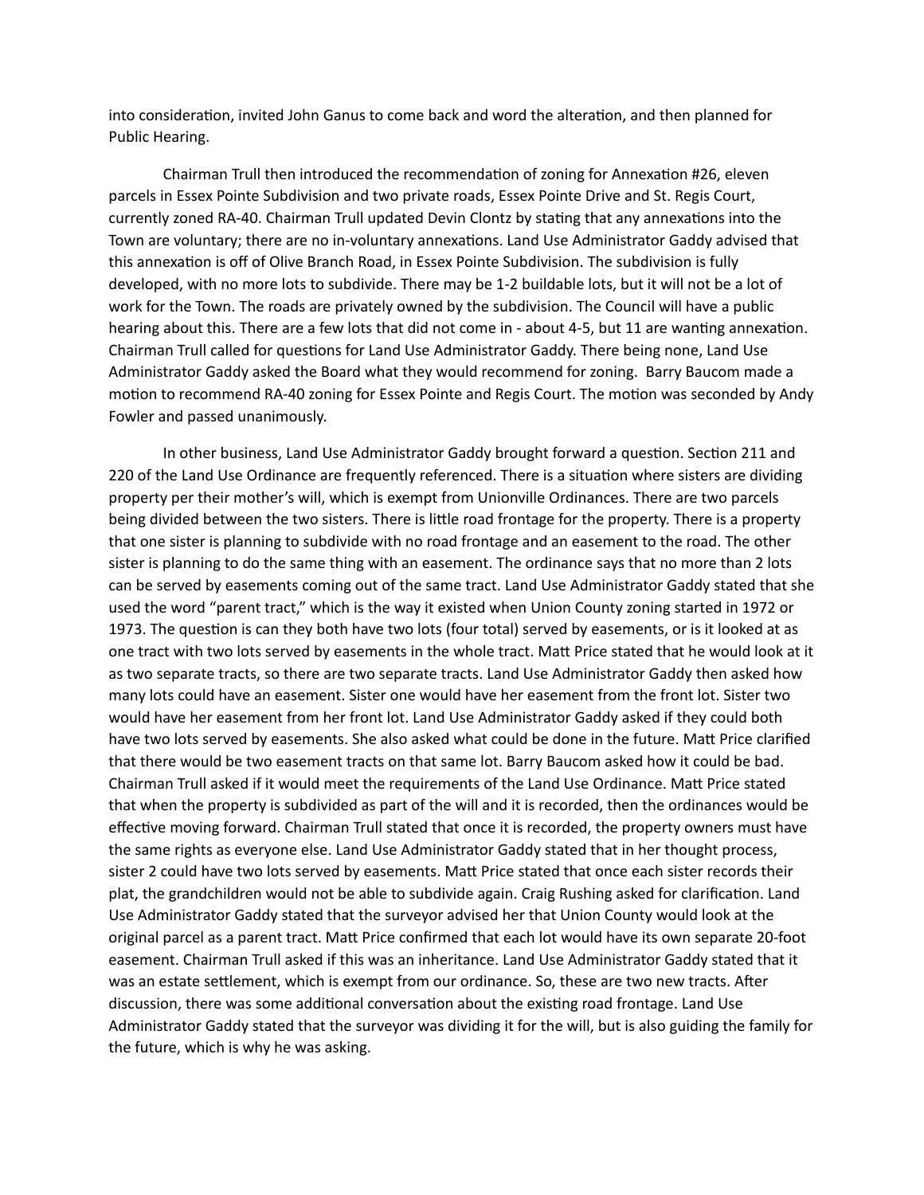into consideration, invited John Ganus to come back and word the alteration, and then planned for Public Hearing.

Chairman Trull then introduced the recommendation of zoning for Annexation #26, eleven parcels in Essex Pointe Subdivision and two private roads, Essex Pointe Drive and St. Regis Court, currently zoned RA-40. Chairman Trull updated Devin Clontz by stating that any annexations into the Town are voluntary; there are no in-voluntary annexations. Land Use Administrator Gaddy advised that this annexation is off of Olive Branch Road, in Essex Pointe Subdivision. The subdivision is fully developed, with no more lots to subdivide. There may be 1-2 buildable lots, but it will not be a lot of work for the Town. The roads are privately owned by the subdivision. The Council will have a public hearing about this. There are a few lots that did not come in - about 4-5, but 11 are wanting annexation. Chairman Trull called for questions for Land Use Administrator Gaddy. There being none, Land Use Administrator Gaddy asked the Board what they would recommend for zoning. Barry Baucom made a motion to recommend RA-40 zoning for Essex Pointe and Regis Court. The motion was seconded by Andy Fowler and passed unanimously.

In other business, Land Use Administrator Gaddy brought forward a question. Section 211 and 220 of the Land Use Ordinance are frequently referenced. There is a situation where sisters are dividing property per their mother's will, which is exempt from Unionville Ordinances. There are two parcels being divided between the two sisters. There is little road frontage for the property. There is a property that one sister is planning to subdivide with no road frontage and an easement to the road. The other sister is planning to do the same thing with an easement. The ordinance says that no more than 2 lots can be served by easements coming out of the same tract. Land Use Administrator Gaddy stated that she used the word "parent tract," which is the way it existed when Union County zoning started in 1972 or 1973. The question is can they both have two lots (four total) served by easements, or is it looked at as one tract with two lots served by easements in the whole tract. Matt Price stated that he would look at it as two separate tracts, so there are two separate tracts. Land Use Administrator Gaddy then asked how many lots could have an easement. Sister one would have her easement from the front lot. Sister two would have her easement from her front lot. Land Use Administrator Gaddy asked if they could both have two lots served by easements. She also asked what could be done in the future. Matt Price clarified that there would be two easement tracts on that same lot. Barry Baucom asked how it could be bad. Chairman Trull asked if it would meet the requirements of the Land Use Ordinance. Matt Price stated that when the property is subdivided as part of the will and it is recorded, then the ordinances would be effective moving forward. Chairman Trull stated that once it is recorded, the property owners must have the same rights as everyone else. Land Use Administrator Gaddy stated that in her thought process, sister 2 could have two lots served by easements. Matt Price stated that once each sister records their plat, the grandchildren would not be able to subdivide again. Craig Rushing asked for clarification. Land Use Administrator Gaddy stated that the surveyor advised her that Union County would look at the original parcel as a parent tract. Matt Price confirmed that each lot would have its own separate 20-foot easement. Chairman Trull asked if this was an inheritance. Land Use Administrator Gaddy stated that it was an estate settlement, which is exempt from our ordinance. So, these are two new tracts. After discussion, there was some additional conversation about the existing road frontage. Land Use Administrator Gaddy stated that the surveyor was dividing it for the will, but is also guiding the family for the future, which is why he was asking.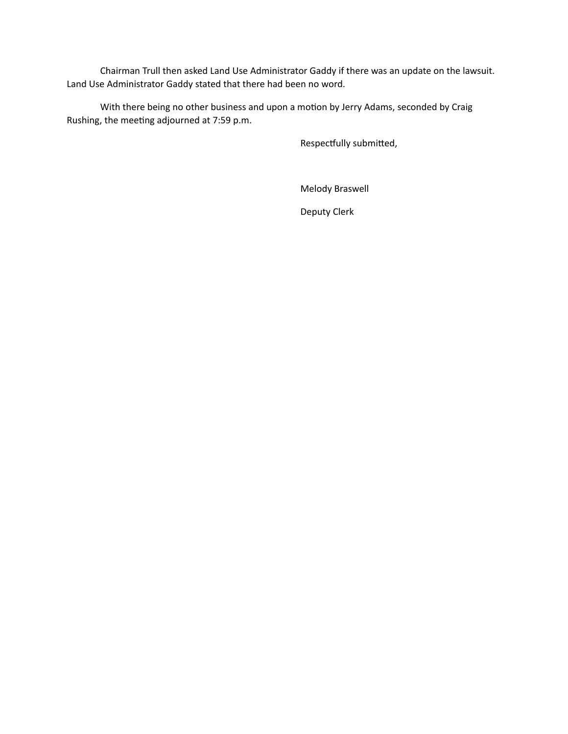Chairman Trull then asked Land Use Administrator Gaddy if there was an update on the lawsuit. Land Use Administrator Gaddy stated that there had been no word.

With there being no other business and upon a motion by Jerry Adams, seconded by Craig Rushing, the meeting adjourned at 7:59 p.m.

Respectfully submitted,

Melody Braswell

Deputy Clerk